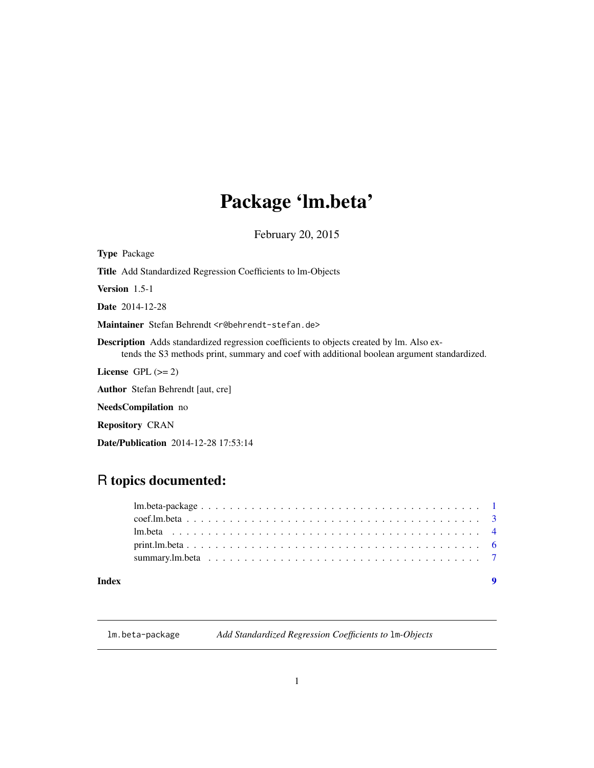# Package 'lm.beta'

February 20, 2015

**Type** Package

**Title** Add Standardized Regression Coefficients to lm-Objects

**Version** 1.5-1

**Date** 2014-12-28

**Maintainer** Stefan Behrendt <r@behrendt-stefan.de>

**Description** Adds standardized regression coefficients to objects created by lm. Also extends the S3 methods print, summary and coef with additional boolean argument standardized.

**License** GPL (>= 2)

**Author** Stefan Behrendt [aut, cre]

**NeedsCompilation** no

**Repository** CRAN

**Date/Publication** 2014-12-28 17:53:14

## R topics documented:

| | |
|---|---|
| lm.beta-package | 1 |
| coef.lm.beta | 3 |
| lm.beta | 4 |
| print.lm.beta | 6 |
| summary.lm.beta | 7 |
| **Index** | **9** |

---

`lm.beta-package` *Add Standardized Regression Coefficients to* `lm`*-Objects*

---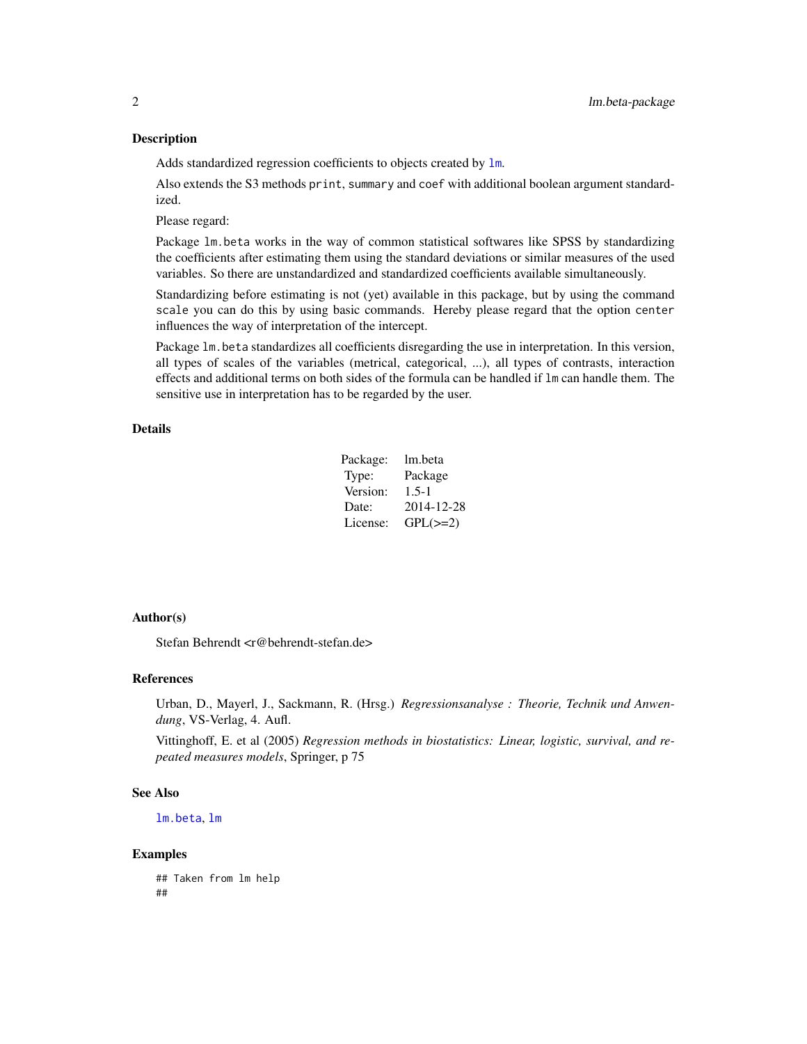## Description

Adds standardized regression coefficients to objects created by `lm`.

Also extends the S3 methods `print`, `summary` and `coef` with additional boolean argument standardized.

Please regard:

Package `lm.beta` works in the way of common statistical softwares like SPSS by standardizing the coefficients after estimating them using the standard deviations or similar measures of the used variables. So there are unstandardized and standardized coefficients available simultaneously.

Standardizing before estimating is not (yet) available in this package, but by using the command `scale` you can do this by using basic commands. Hereby please regard that the option `center` influences the way of interpretation of the intercept.

Package `lm.beta` standardizes all coefficients disregarding the use in interpretation. In this version, all types of scales of the variables (metrical, categorical, ...), all types of contrasts, interaction effects and additional terms on both sides of the formula can be handled if `lm` can handle them. The sensitive use in interpretation has to be regarded by the user.

## Details

| | |
|---|---|
| Package: | lm.beta |
| Type: | Package |
| Version: | 1.5-1 |
| Date: | 2014-12-28 |
| License: | GPL(>=2) |

## Author(s)

Stefan Behrendt <r@behrendt-stefan.de>

## References

Urban, D., Mayerl, J., Sackmann, R. (Hrsg.) *Regressionsanalyse : Theorie, Technik und Anwendung*, VS-Verlag, 4. Aufl.

Vittinghoff, E. et al (2005) *Regression methods in biostatistics: Linear, logistic, survival, and repeated measures models*, Springer, p 75

## See Also

`lm.beta`, `lm`

## Examples

```
## Taken from lm help
##
```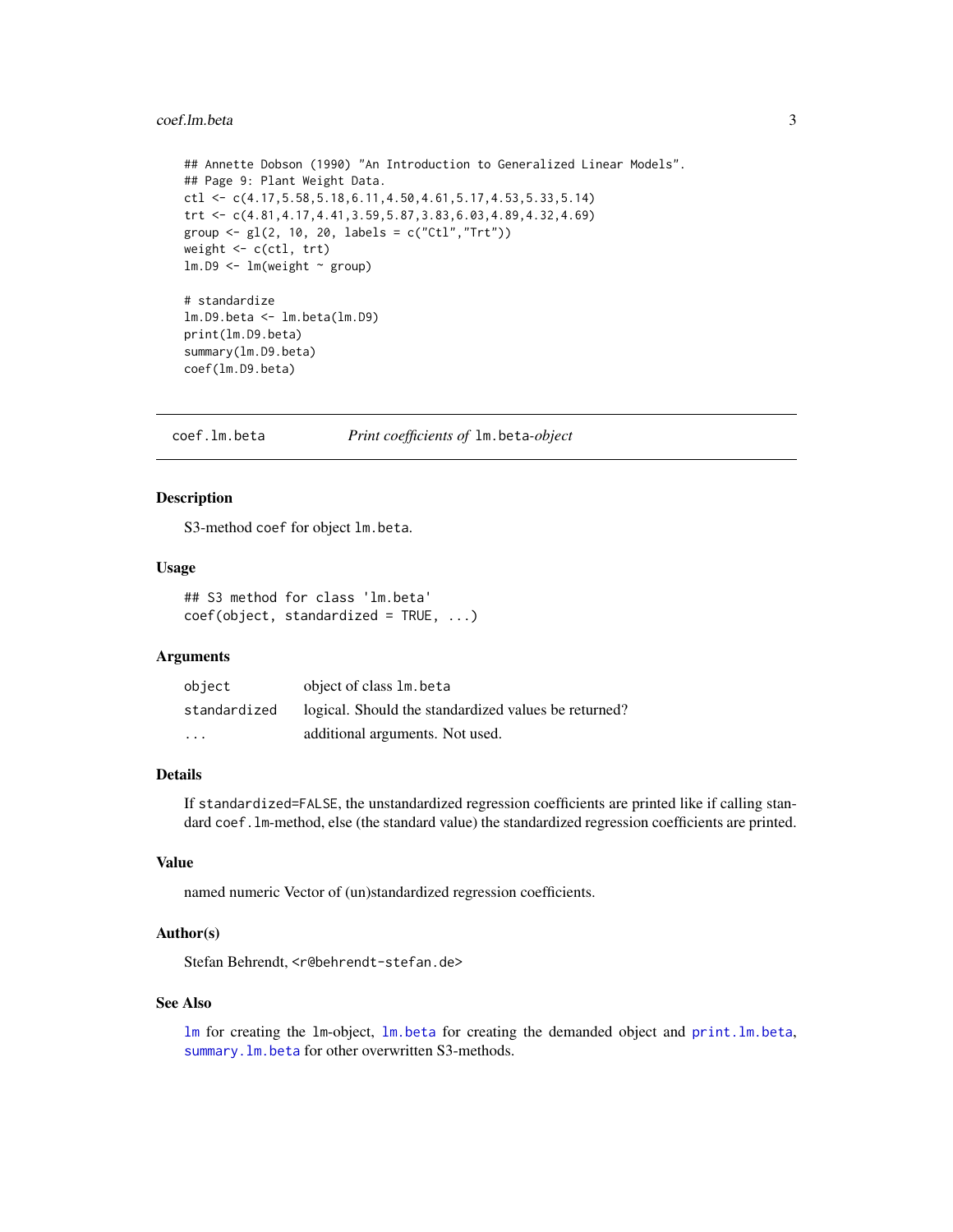```
## Annette Dobson (1990) "An Introduction to Generalized Linear Models".
## Page 9: Plant Weight Data.
ctl <- c(4.17,5.58,5.18,6.11,4.50,4.61,5.17,4.53,5.33,5.14)
trt <- c(4.81,4.17,4.41,3.59,5.87,3.83,6.03,4.89,4.32,4.69)
group <- gl(2, 10, 20, labels = c("Ctl","Trt"))
weight <- c(ctl, trt)
lm.D9 <- lm(weight ~ group)

# standardize
lm.D9.beta <- lm.beta(lm.D9)
print(lm.D9.beta)
summary(lm.D9.beta)
coef(lm.D9.beta)
```

---

## coef.lm.beta — *Print coefficients of* `lm.beta`*-object*

---

### Description

S3-method coef for object `lm.beta`.

### Usage

```
## S3 method for class 'lm.beta'
coef(object, standardized = TRUE, ...)
```

### Arguments

| | |
|---|---|
| `object` | object of class `lm.beta` |
| `standardized` | logical. Should the standardized values be returned? |
| `...` | additional arguments. Not used. |

### Details

If `standardized=FALSE`, the unstandardized regression coefficients are printed like if calling standard `coef.lm`-method, else (the standard value) the standardized regression coefficients are printed.

### Value

named numeric Vector of (un)standardized regression coefficients.

### Author(s)

Stefan Behrendt, <r@behrendt-stefan.de>

### See Also

`lm` for creating the `lm`-object, `lm.beta` for creating the demanded object and `print.lm.beta`, `summary.lm.beta` for other overwritten S3-methods.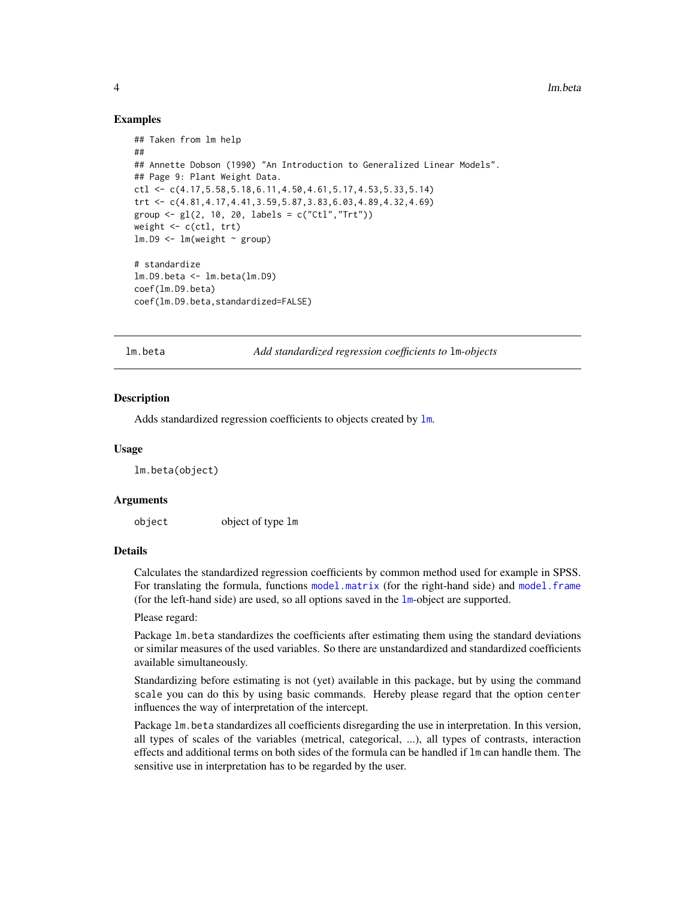## Examples

```
## Taken from lm help
##
## Annette Dobson (1990) "An Introduction to Generalized Linear Models".
## Page 9: Plant Weight Data.
ctl <- c(4.17,5.58,5.18,6.11,4.50,4.61,5.17,4.53,5.33,5.14)
trt <- c(4.81,4.17,4.41,3.59,5.87,3.83,6.03,4.89,4.32,4.69)
group <- gl(2, 10, 20, labels = c("Ctl","Trt"))
weight <- c(ctl, trt)
lm.D9 <- lm(weight ~ group)

# standardize
lm.D9.beta <- lm.beta(lm.D9)
coef(lm.D9.beta)
coef(lm.D9.beta,standardized=FALSE)
```

---

# lm.beta — *Add standardized regression coefficients to* `lm`*-objects*

### Description

Adds standardized regression coefficients to objects created by `lm`.

### Usage

```
lm.beta(object)
```

### Arguments

| | |
|---|---|
| `object` | object of type `lm` |

### Details

Calculates the standardized regression coefficients by common method used for example in SPSS. For translating the formula, functions `model.matrix` (for the right-hand side) and `model.frame` (for the left-hand side) are used, so all options saved in the `lm`-object are supported.

Please regard:

Package `lm.beta` standardizes the coefficients after estimating them using the standard deviations or similar measures of the used variables. So there are unstandardized and standardized coefficients available simultaneously.

Standardizing before estimating is not (yet) available in this package, but by using the command `scale` you can do this by using basic commands. Hereby please regard that the option `center` influences the way of interpretation of the intercept.

Package `lm.beta` standardizes all coefficients disregarding the use in interpretation. In this version, all types of scales of the variables (metrical, categorical, ...), all types of contrasts, interaction effects and additional terms on both sides of the formula can be handled if `lm` can handle them. The sensitive use in interpretation has to be regarded by the user.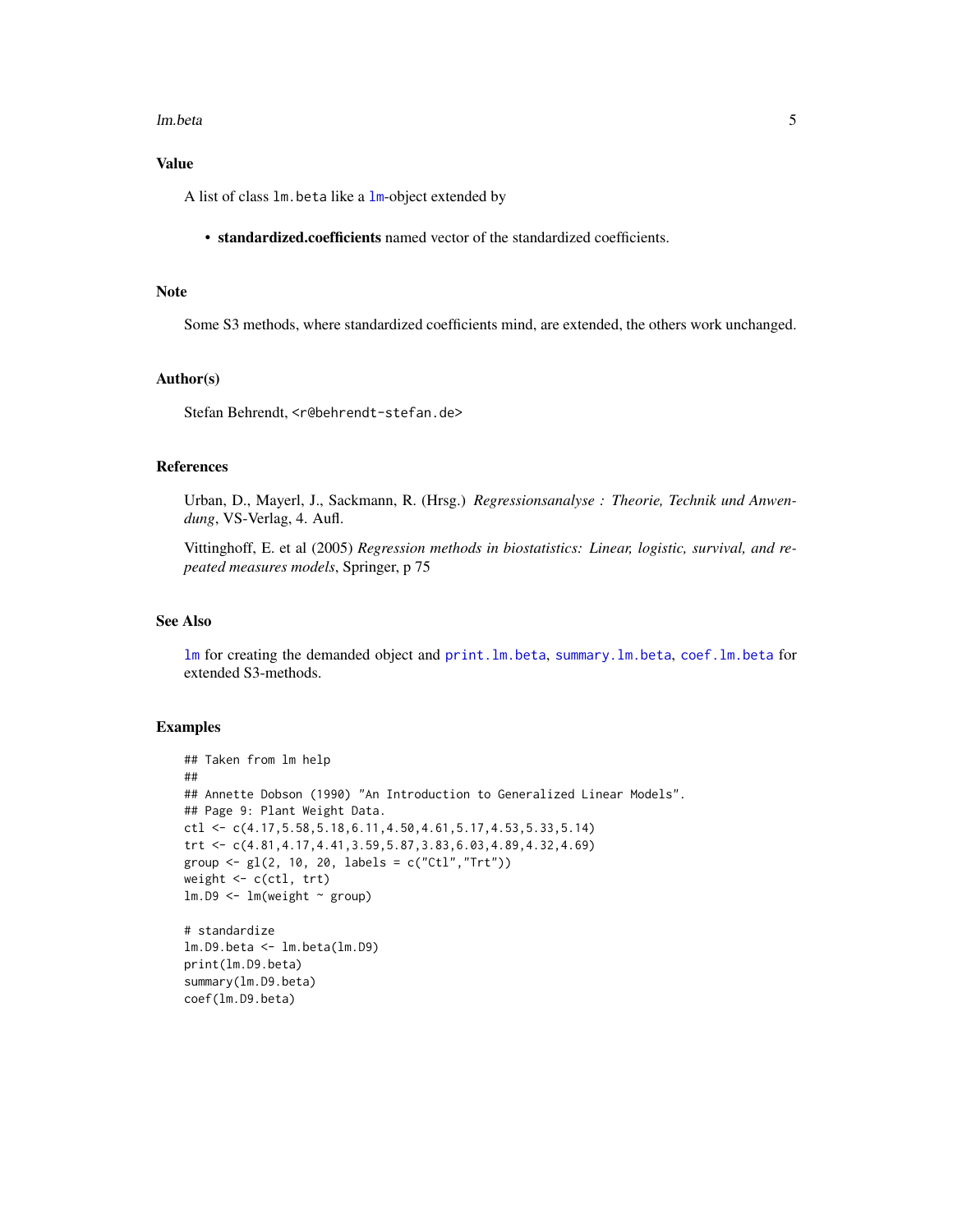## Value

A list of class `lm.beta` like a `lm`-object extended by

- **standardized.coefficients** named vector of the standardized coefficients.

## Note

Some S3 methods, where standardized coefficients mind, are extended, the others work unchanged.

## Author(s)

Stefan Behrendt, `<r@behrendt-stefan.de>`

## References

Urban, D., Mayerl, J., Sackmann, R. (Hrsg.) *Regressionsanalyse : Theorie, Technik und Anwendung*, VS-Verlag, 4. Aufl.

Vittinghoff, E. et al (2005) *Regression methods in biostatistics: Linear, logistic, survival, and repeated measures models*, Springer, p 75

## See Also

`lm` for creating the demanded object and `print.lm.beta`, `summary.lm.beta`, `coef.lm.beta` for extended S3-methods.

## Examples

```
## Taken from lm help
##
## Annette Dobson (1990) "An Introduction to Generalized Linear Models".
## Page 9: Plant Weight Data.
ctl <- c(4.17,5.58,5.18,6.11,4.50,4.61,5.17,4.53,5.33,5.14)
trt <- c(4.81,4.17,4.41,3.59,5.87,3.83,6.03,4.89,4.32,4.69)
group <- gl(2, 10, 20, labels = c("Ctl","Trt"))
weight <- c(ctl, trt)
lm.D9 <- lm(weight ~ group)

# standardize
lm.D9.beta <- lm.beta(lm.D9)
print(lm.D9.beta)
summary(lm.D9.beta)
coef(lm.D9.beta)
```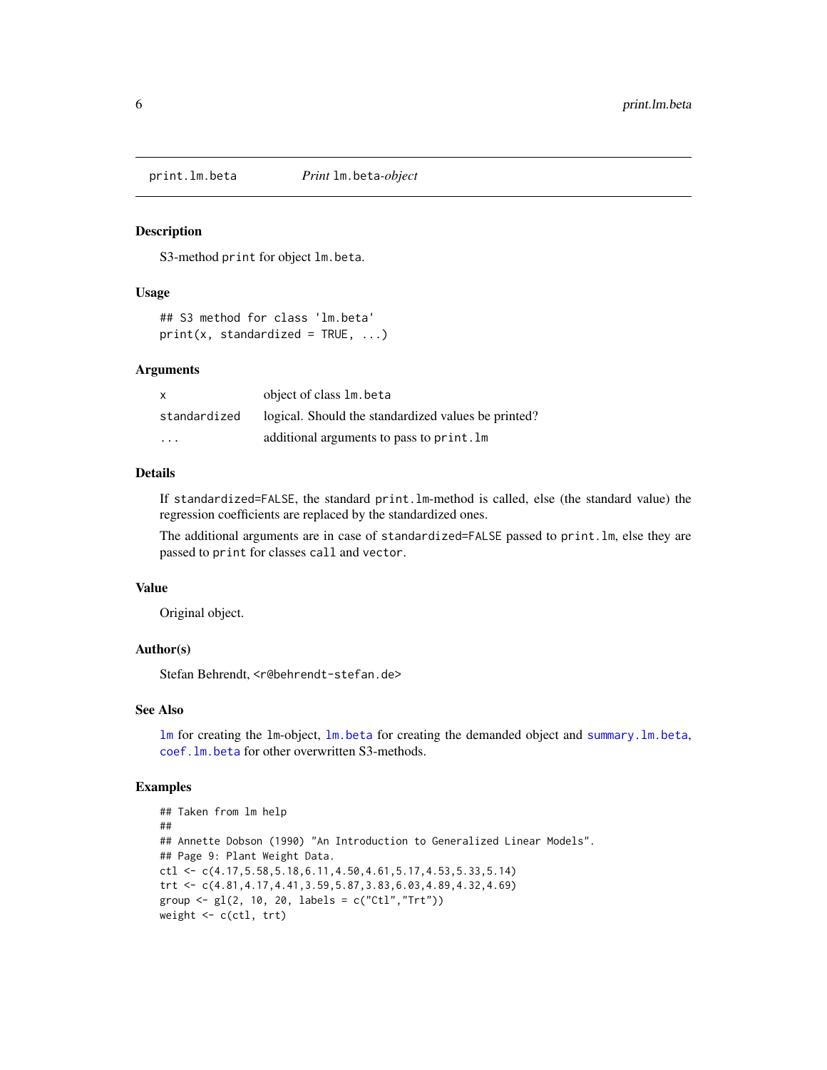print.lm.beta *Print* lm.beta*-object*

### Description

S3-method print for object lm.beta.

### Usage

```
## S3 method for class 'lm.beta'
print(x, standardized = TRUE, ...)
```

### Arguments

| | |
|---|---|
| x | object of class lm.beta |
| standardized | logical. Should the standardized values be printed? |
| ... | additional arguments to pass to print.lm |

### Details

If standardized=FALSE, the standard print.lm-method is called, else (the standard value) the regression coefficients are replaced by the standardized ones.

The additional arguments are in case of standardized=FALSE passed to print.lm, else they are passed to print for classes call and vector.

### Value

Original object.

### Author(s)

Stefan Behrendt, <r@behrendt-stefan.de>

### See Also

lm for creating the lm-object, lm.beta for creating the demanded object and summary.lm.beta, coef.lm.beta for other overwritten S3-methods.

### Examples

```
## Taken from lm help
##
## Annette Dobson (1990) "An Introduction to Generalized Linear Models".
## Page 9: Plant Weight Data.
ctl <- c(4.17,5.58,5.18,6.11,4.50,4.61,5.17,4.53,5.33,5.14)
trt <- c(4.81,4.17,4.41,3.59,5.87,3.83,6.03,4.89,4.32,4.69)
group <- gl(2, 10, 20, labels = c("Ctl","Trt"))
weight <- c(ctl, trt)
```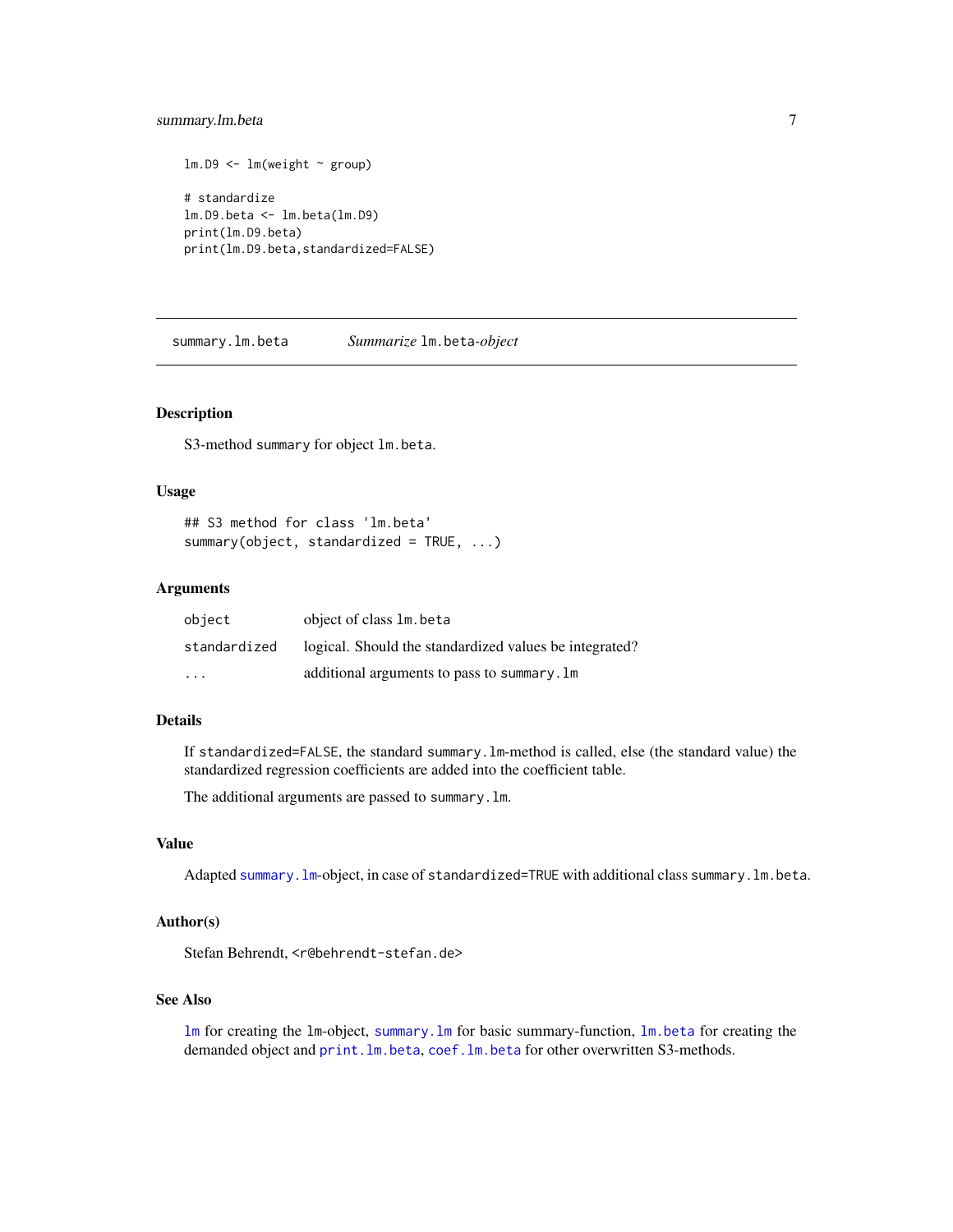```
lm.D9 <- lm(weight ~ group)

# standardize
lm.D9.beta <- lm.beta(lm.D9)
print(lm.D9.beta)
print(lm.D9.beta,standardized=FALSE)
```

## summary.lm.beta — *Summarize* `lm.beta`*-object*

### Description

S3-method `summary` for object `lm.beta`.

### Usage

```
## S3 method for class 'lm.beta'
summary(object, standardized = TRUE, ...)
```

### Arguments

| | |
|---|---|
| `object` | object of class `lm.beta` |
| `standardized` | logical. Should the standardized values be integrated? |
| `...` | additional arguments to pass to `summary.lm` |

### Details

If `standardized=FALSE`, the standard `summary.lm`-method is called, else (the standard value) the standardized regression coefficients are added into the coefficient table.

The additional arguments are passed to `summary.lm`.

### Value

Adapted `summary.lm`-object, in case of `standardized=TRUE` with additional class `summary.lm.beta`.

### Author(s)

Stefan Behrendt, <r@behrendt-stefan.de>

### See Also

`lm` for creating the `lm`-object, `summary.lm` for basic summary-function, `lm.beta` for creating the demanded object and `print.lm.beta`, `coef.lm.beta` for other overwritten S3-methods.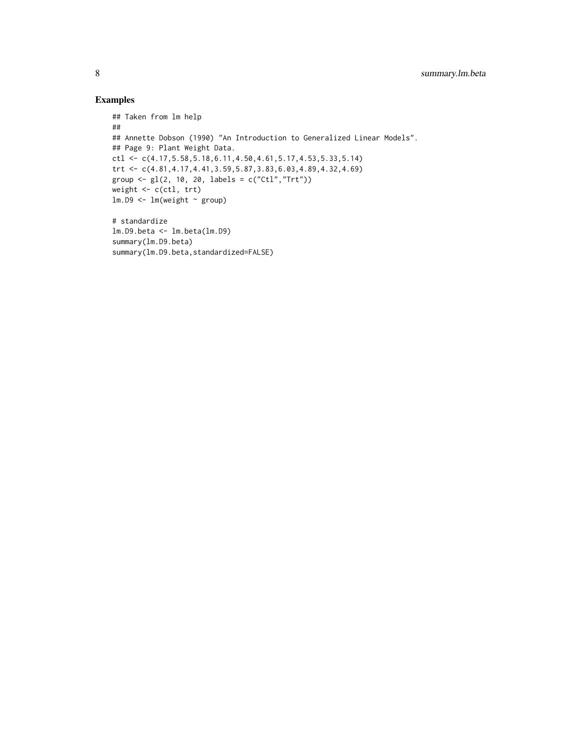### Examples

```
## Taken from lm help
##
## Annette Dobson (1990) "An Introduction to Generalized Linear Models".
## Page 9: Plant Weight Data.
ctl <- c(4.17,5.58,5.18,6.11,4.50,4.61,5.17,4.53,5.33,5.14)
trt <- c(4.81,4.17,4.41,3.59,5.87,3.83,6.03,4.89,4.32,4.69)
group <- gl(2, 10, 20, labels = c("Ctl","Trt"))
weight <- c(ctl, trt)
lm.D9 <- lm(weight ~ group)

# standardize
lm.D9.beta <- lm.beta(lm.D9)
summary(lm.D9.beta)
summary(lm.D9.beta,standardized=FALSE)
```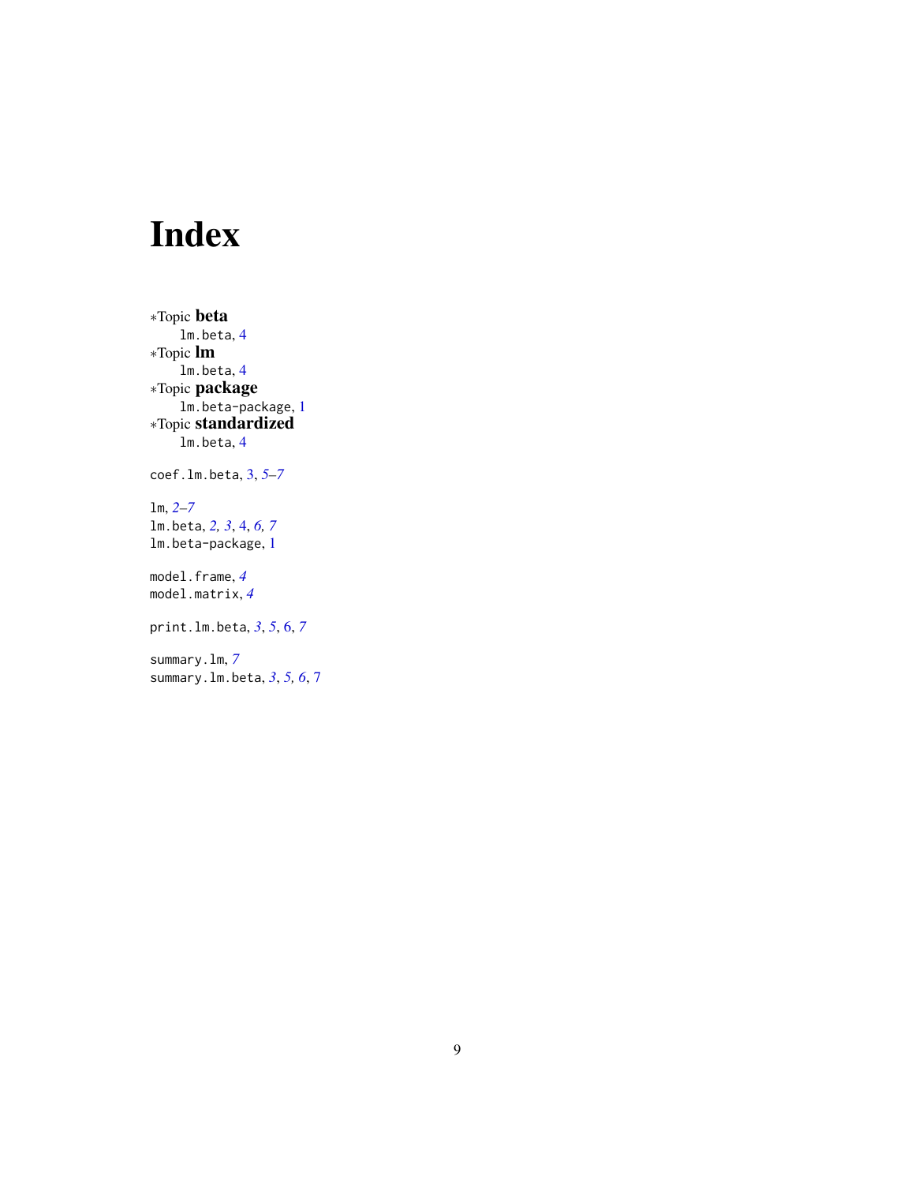# Index

∗Topic **beta**
  lm.beta, 4
∗Topic **lm**
  lm.beta, 4
∗Topic **package**
  lm.beta-package, 1
∗Topic **standardized**
  lm.beta, 4

coef.lm.beta, 3, *5–7*

lm, *2–7*
lm.beta, *2, 3*, 4, *6, 7*
lm.beta-package, 1

model.frame, *4*
model.matrix, *4*

print.lm.beta, *3*, *5*, 6, *7*

summary.lm, *7*
summary.lm.beta, *3*, *5, 6*, 7